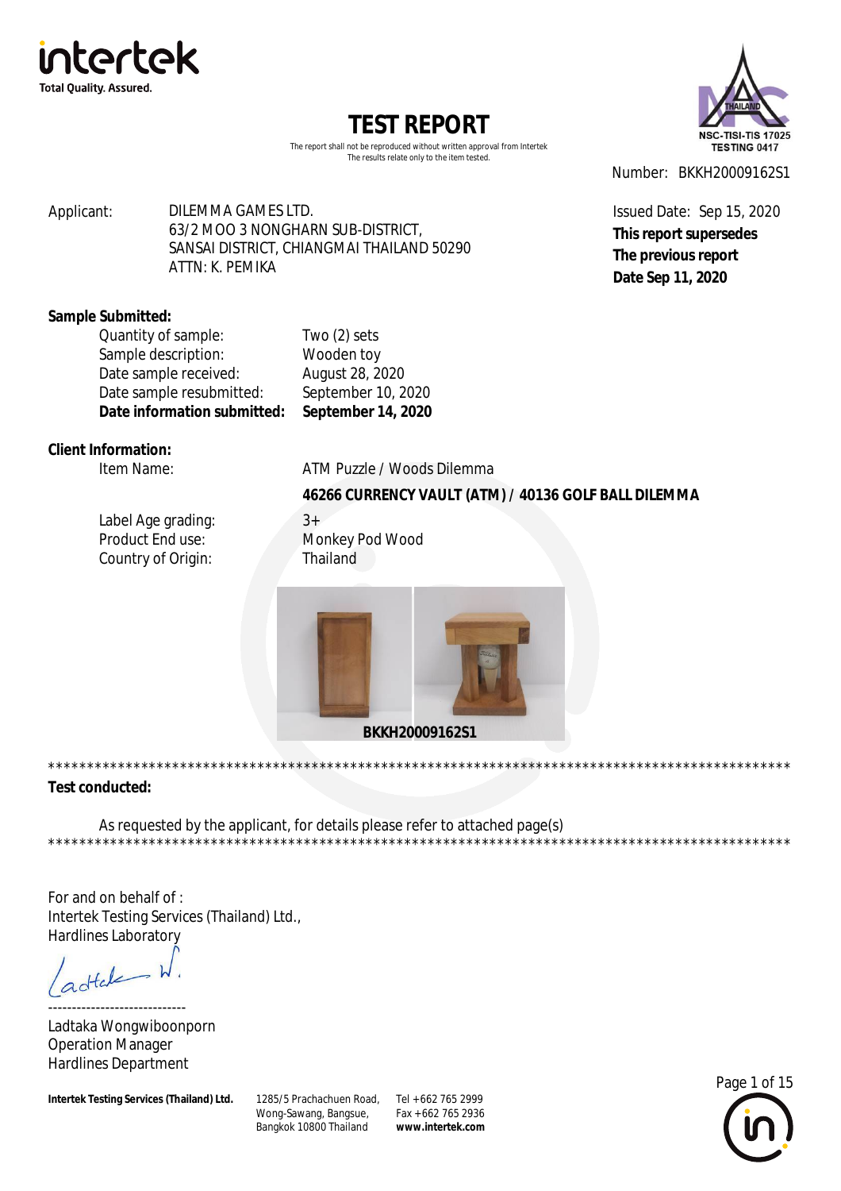intertek
Total Quality. Assured.

# TEST REPORT

The report shall not be reproduced without written approval from Intertek
The results relate only to the item tested.

NSC-TISI-TIS 17025
TESTING 0417

Number: BKKH20009162S1

Issued Date: Sep 15, 2020
**This report supersedes**
**The previous report**
**Date Sep 11, 2020**

Applicant: DILEMMA GAMES LTD.
63/2 MOO 3 NONGHARN SUB-DISTRICT,
SANSAI DISTRICT, CHIANGMAI THAILAND 50290
ATTN: K. PEMIKA

**Sample Submitted:**

| | |
|---|---|
| Quantity of sample: | Two (2) sets |
| Sample description: | Wooden toy |
| Date sample received: | August 28, 2020 |
| Date sample resubmitted: | September 10, 2020 |
| **Date information submitted:** | **September 14, 2020** |

**Client Information:**

| | |
|---|---|
| Item Name: | ATM Puzzle / Woods Dilemma |
| | **46266 CURRENCY VAULT (ATM) / 40136 GOLF BALL DILEMMA** |
| Label Age grading: | 3+ |
| Product End use: | Monkey Pod Wood |
| Country of Origin: | Thailand |

**BKKH20009162S1**

****************************************************************************************************

**Test conducted:**

As requested by the applicant, for details please refer to attached page(s)

****************************************************************************************************

For and on behalf of :
Intertek Testing Services (Thailand) Ltd.,
Hardlines Laboratory

-----------------------------
Ladtaka Wongwiboonporn
Operation Manager
Hardlines Department

**Intertek Testing Services (Thailand) Ltd.** 1285/5 Prachachuen Road, Wong-Sawang, Bangsue, Bangkok 10800 Thailand Tel +662 765 2999 Fax +662 765 2936 **www.intertek.com**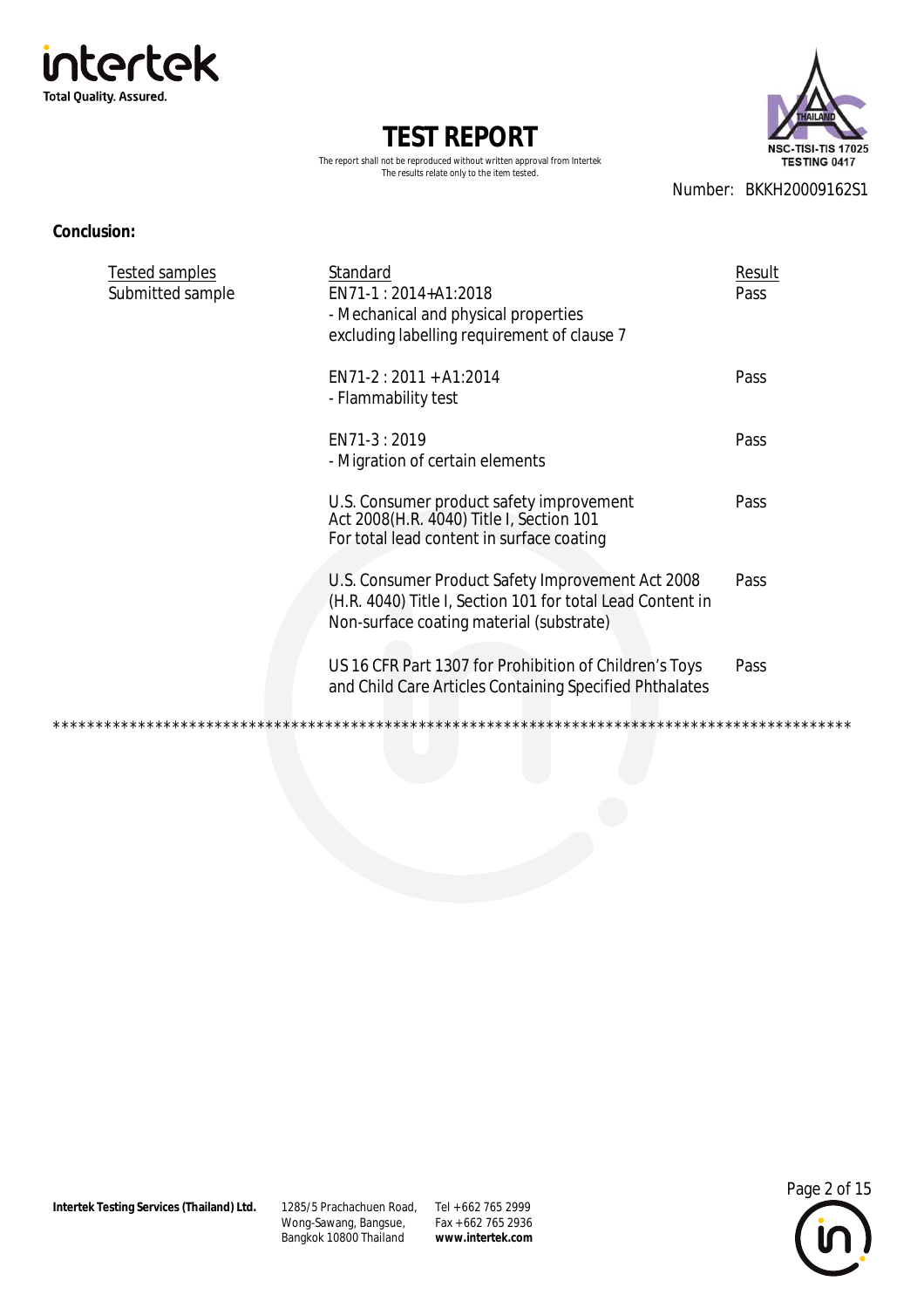# TEST REPORT

The report shall not be reproduced without written approval from Intertek
The results relate only to the item tested.

Number: BKKH20009162S1

**Conclusion:**

| Tested samples | Standard | Result |
|---|---|---|
| Submitted sample | EN71-1 : 2014+A1:2018<br>- Mechanical and physical properties excluding labelling requirement of clause 7 | Pass |
| | EN71-2 : 2011 + A1:2014<br>- Flammability test | Pass |
| | EN71-3 : 2019<br>- Migration of certain elements | Pass |
| | U.S. Consumer product safety improvement Act 2008(H.R. 4040) Title I, Section 101 For total lead content in surface coating | Pass |
| | U.S. Consumer Product Safety Improvement Act 2008 (H.R. 4040) Title I, Section 101 for total Lead Content in Non-surface coating material (substrate) | Pass |
| | US 16 CFR Part 1307 for Prohibition of Children's Toys and Child Care Articles Containing Specified Phthalates | Pass |

**********************************************************************************************

**Intertek Testing Services (Thailand) Ltd.** 1285/5 Prachachuen Road, Wong-Sawang, Bangsue, Bangkok 10800 Thailand Tel +662 765 2999 Fax +662 765 2936 **www.intertek.com**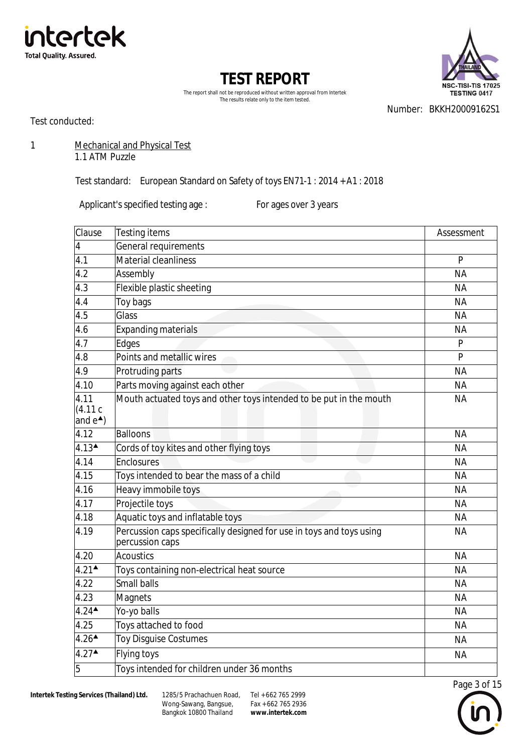# TEST REPORT

The report shall not be reproduced without written approval from Intertek
The results relate only to the item tested.

Number: BKKH20009162S1

Test conducted:

1 Mechanical and Physical Test

1.1 ATM Puzzle

Test standard: European Standard on Safety of toys EN71-1 : 2014 +A1 : 2018

Applicant's specified testing age : For ages over 3 years

| Clause | Testing items | Assessment |
|---|---|---|
| 4 | General requirements | |
| 4.1 | Material cleanliness | P |
| 4.2 | Assembly | NA |
| 4.3 | Flexible plastic sheeting | NA |
| 4.4 | Toy bags | NA |
| 4.5 | Glass | NA |
| 4.6 | Expanding materials | NA |
| 4.7 | Edges | P |
| 4.8 | Points and metallic wires | P |
| 4.9 | Protruding parts | NA |
| 4.10 | Parts moving against each other | NA |
| 4.11 (4.11 c and e▲) | Mouth actuated toys and other toys intended to be put in the mouth | NA |
| 4.12 | Balloons | NA |
| 4.13▲ | Cords of toy kites and other flying toys | NA |
| 4.14 | Enclosures | NA |
| 4.15 | Toys intended to bear the mass of a child | NA |
| 4.16 | Heavy immobile toys | NA |
| 4.17 | Projectile toys | NA |
| 4.18 | Aquatic toys and inflatable toys | NA |
| 4.19 | Percussion caps specifically designed for use in toys and toys using percussion caps | NA |
| 4.20 | Acoustics | NA |
| 4.21▲ | Toys containing non-electrical heat source | NA |
| 4.22 | Small balls | NA |
| 4.23 | Magnets | NA |
| 4.24▲ | Yo-yo balls | NA |
| 4.25 | Toys attached to food | NA |
| 4.26▲ | Toy Disguise Costumes | NA |
| 4.27▲ | Flying toys | NA |
| 5 | Toys intended for children under 36 months | |

Intertek Testing Services (Thailand) Ltd. 1285/5 Prachachuen Road, Wong-Sawang, Bangsue, Bangkok 10800 Thailand Tel +662 765 2999 Fax +662 765 2936 www.intertek.com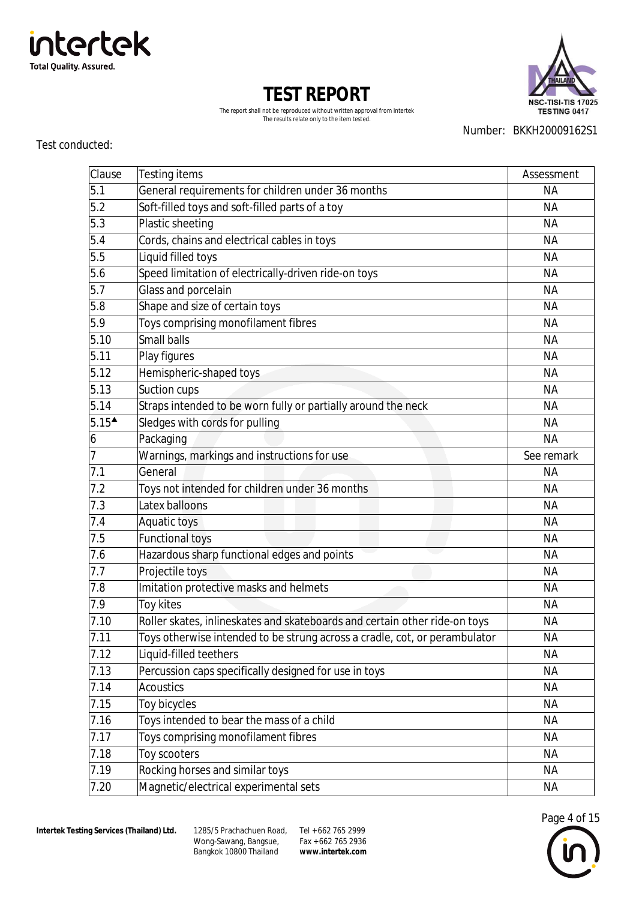# TEST REPORT

The report shall not be reproduced without written approval from Intertek
The results relate only to the item tested.

Number: BKKH20009162S1

Test conducted:

| Clause | Testing items | Assessment |
|---|---|---|
| 5.1 | General requirements for children under 36 months | NA |
| 5.2 | Soft-filled toys and soft-filled parts of a toy | NA |
| 5.3 | Plastic sheeting | NA |
| 5.4 | Cords, chains and electrical cables in toys | NA |
| 5.5 | Liquid filled toys | NA |
| 5.6 | Speed limitation of electrically-driven ride-on toys | NA |
| 5.7 | Glass and porcelain | NA |
| 5.8 | Shape and size of certain toys | NA |
| 5.9 | Toys comprising monofilament fibres | NA |
| 5.10 | Small balls | NA |
| 5.11 | Play figures | NA |
| 5.12 | Hemispheric-shaped toys | NA |
| 5.13 | Suction cups | NA |
| 5.14 | Straps intended to be worn fully or partially around the neck | NA |
| 5.15▲ | Sledges with cords for pulling | NA |
| 6 | Packaging | NA |
| 7 | Warnings, markings and instructions for use | See remark |
| 7.1 | General | NA |
| 7.2 | Toys not intended for children under 36 months | NA |
| 7.3 | Latex balloons | NA |
| 7.4 | Aquatic toys | NA |
| 7.5 | Functional toys | NA |
| 7.6 | Hazardous sharp functional edges and points | NA |
| 7.7 | Projectile toys | NA |
| 7.8 | Imitation protective masks and helmets | NA |
| 7.9 | Toy kites | NA |
| 7.10 | Roller skates, inlineskates and skateboards and certain other ride-on toys | NA |
| 7.11 | Toys otherwise intended to be strung across a cradle, cot, or perambulator | NA |
| 7.12 | Liquid-filled teethers | NA |
| 7.13 | Percussion caps specifically designed for use in toys | NA |
| 7.14 | Acoustics | NA |
| 7.15 | Toy bicycles | NA |
| 7.16 | Toys intended to bear the mass of a child | NA |
| 7.17 | Toys comprising monofilament fibres | NA |
| 7.18 | Toy scooters | NA |
| 7.19 | Rocking horses and similar toys | NA |
| 7.20 | Magnetic/electrical experimental sets | NA |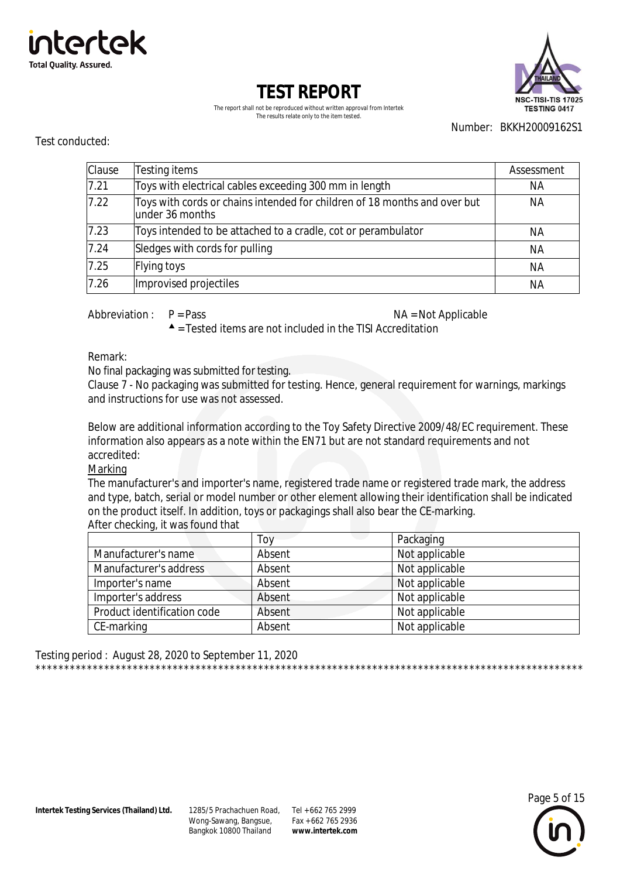Number: BKKH20009162S1

Test conducted:

| Clause | Testing items | Assessment |
|---|---|---|
| 7.21 | Toys with electrical cables exceeding 300 mm in length | NA |
| 7.22 | Toys with cords or chains intended for children of 18 months and over but under 36 months | NA |
| 7.23 | Toys intended to be attached to a cradle, cot or perambulator | NA |
| 7.24 | Sledges with cords for pulling | NA |
| 7.25 | Flying toys | NA |
| 7.26 | Improvised projectiles | NA |

Abbreviation : P = Pass NA = Not Applicable
▲ = Tested items are not included in the TISI Accreditation

Remark:
No final packaging was submitted for testing.
Clause 7 - No packaging was submitted for testing. Hence, general requirement for warnings, markings and instructions for use was not assessed.

Below are additional information according to the Toy Safety Directive 2009/48/EC requirement. These information also appears as a note within the EN71 but are not standard requirements and not accredited:

Marking

The manufacturer's and importer's name, registered trade name or registered trade mark, the address and type, batch, serial or model number or other element allowing their identification shall be indicated on the product itself. In addition, toys or packagings shall also bear the CE-marking.
After checking, it was found that

| | Toy | Packaging |
|---|---|---|
| Manufacturer's name | Absent | Not applicable |
| Manufacturer's address | Absent | Not applicable |
| Importer's name | Absent | Not applicable |
| Importer's address | Absent | Not applicable |
| Product identification code | Absent | Not applicable |
| CE-marking | Absent | Not applicable |

Testing period : August 28, 2020 to September 11, 2020

***************************************************************************************************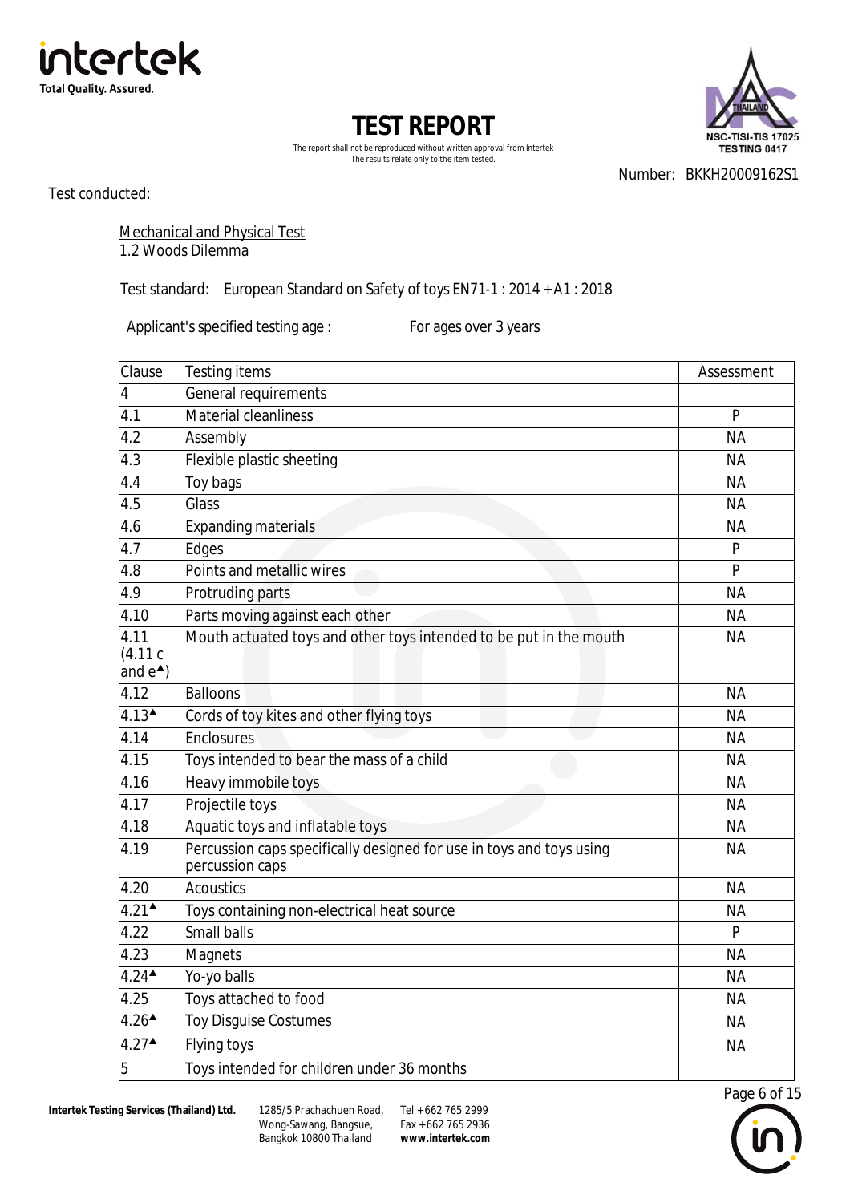# TEST REPORT

The report shall not be reproduced without written approval from Intertek
The results relate only to the item tested.

Number: BKKH20009162S1

Test conducted:

Mechanical and Physical Test
1.2 Woods Dilemma

Test standard: European Standard on Safety of toys EN71-1 : 2014 +A1 : 2018

Applicant's specified testing age : For ages over 3 years

| Clause | Testing items | Assessment |
|---|---|---|
| 4 | General requirements | |
| 4.1 | Material cleanliness | P |
| 4.2 | Assembly | NA |
| 4.3 | Flexible plastic sheeting | NA |
| 4.4 | Toy bags | NA |
| 4.5 | Glass | NA |
| 4.6 | Expanding materials | NA |
| 4.7 | Edges | P |
| 4.8 | Points and metallic wires | P |
| 4.9 | Protruding parts | NA |
| 4.10 | Parts moving against each other | NA |
| 4.11 (4.11 c and e▲) | Mouth actuated toys and other toys intended to be put in the mouth | NA |
| 4.12 | Balloons | NA |
| 4.13▲ | Cords of toy kites and other flying toys | NA |
| 4.14 | Enclosures | NA |
| 4.15 | Toys intended to bear the mass of a child | NA |
| 4.16 | Heavy immobile toys | NA |
| 4.17 | Projectile toys | NA |
| 4.18 | Aquatic toys and inflatable toys | NA |
| 4.19 | Percussion caps specifically designed for use in toys and toys using percussion caps | NA |
| 4.20 | Acoustics | NA |
| 4.21▲ | Toys containing non-electrical heat source | NA |
| 4.22 | Small balls | P |
| 4.23 | Magnets | NA |
| 4.24▲ | Yo-yo balls | NA |
| 4.25 | Toys attached to food | NA |
| 4.26▲ | Toy Disguise Costumes | NA |
| 4.27▲ | Flying toys | NA |
| 5 | Toys intended for children under 36 months | |

Intertek Testing Services (Thailand) Ltd. 1285/5 Prachachuen Road, Wong-Sawang, Bangsue, Bangkok 10800 Thailand Tel +662 765 2999 Fax +662 765 2936 www.intertek.com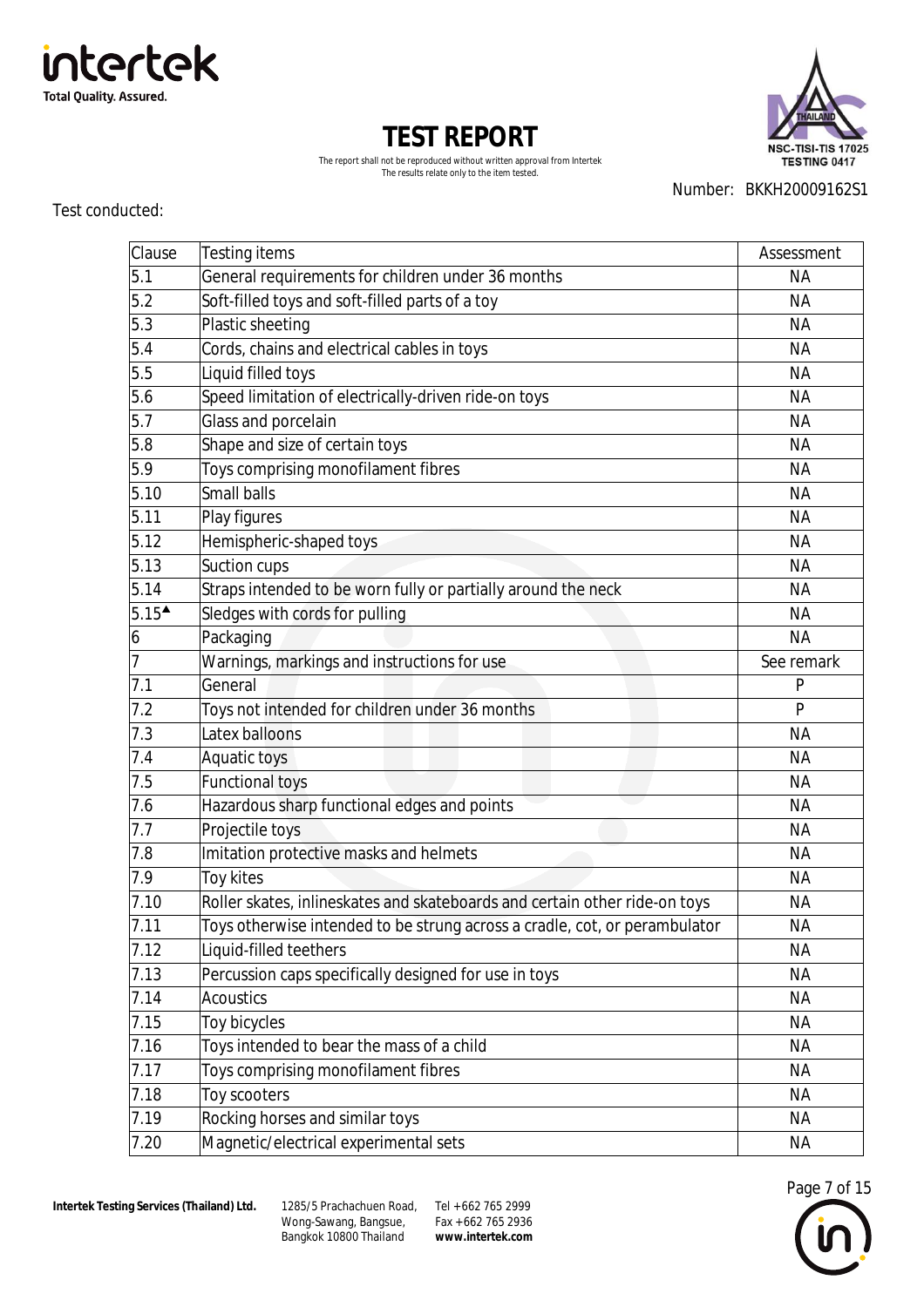# TEST REPORT

The report shall not be reproduced without written approval from Intertek
The results relate only to the item tested.

Number: BKKH20009162S1

Test conducted:

| Clause | Testing items | Assessment |
|---|---|---|
| 5.1 | General requirements for children under 36 months | NA |
| 5.2 | Soft-filled toys and soft-filled parts of a toy | NA |
| 5.3 | Plastic sheeting | NA |
| 5.4 | Cords, chains and electrical cables in toys | NA |
| 5.5 | Liquid filled toys | NA |
| 5.6 | Speed limitation of electrically-driven ride-on toys | NA |
| 5.7 | Glass and porcelain | NA |
| 5.8 | Shape and size of certain toys | NA |
| 5.9 | Toys comprising monofilament fibres | NA |
| 5.10 | Small balls | NA |
| 5.11 | Play figures | NA |
| 5.12 | Hemispheric-shaped toys | NA |
| 5.13 | Suction cups | NA |
| 5.14 | Straps intended to be worn fully or partially around the neck | NA |
| 5.15▲ | Sledges with cords for pulling | NA |
| 6 | Packaging | NA |
| 7 | Warnings, markings and instructions for use | See remark |
| 7.1 | General | P |
| 7.2 | Toys not intended for children under 36 months | P |
| 7.3 | Latex balloons | NA |
| 7.4 | Aquatic toys | NA |
| 7.5 | Functional toys | NA |
| 7.6 | Hazardous sharp functional edges and points | NA |
| 7.7 | Projectile toys | NA |
| 7.8 | Imitation protective masks and helmets | NA |
| 7.9 | Toy kites | NA |
| 7.10 | Roller skates, inlineskates and skateboards and certain other ride-on toys | NA |
| 7.11 | Toys otherwise intended to be strung across a cradle, cot, or perambulator | NA |
| 7.12 | Liquid-filled teethers | NA |
| 7.13 | Percussion caps specifically designed for use in toys | NA |
| 7.14 | Acoustics | NA |
| 7.15 | Toy bicycles | NA |
| 7.16 | Toys intended to bear the mass of a child | NA |
| 7.17 | Toys comprising monofilament fibres | NA |
| 7.18 | Toy scooters | NA |
| 7.19 | Rocking horses and similar toys | NA |
| 7.20 | Magnetic/electrical experimental sets | NA |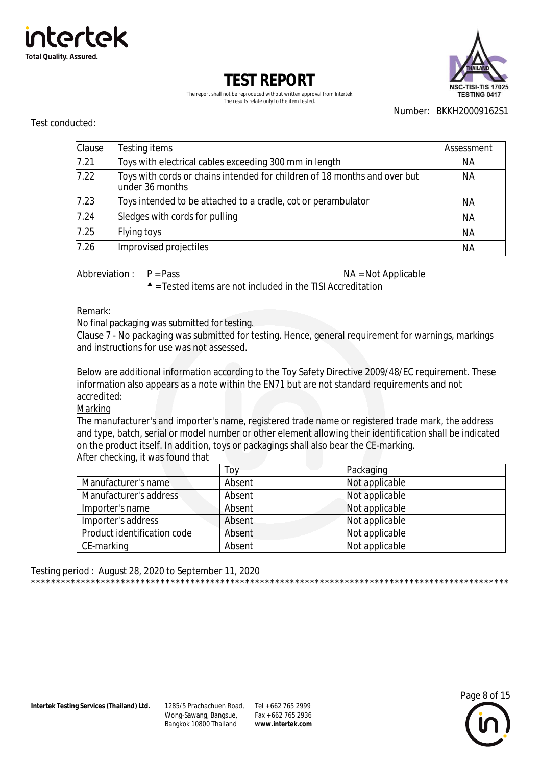# TEST REPORT

The report shall not be reproduced without written approval from Intertek
The results relate only to the item tested.

Number: BKKH20009162S1

Test conducted:

| Clause | Testing items | Assessment |
|---|---|---|
| 7.21 | Toys with electrical cables exceeding 300 mm in length | NA |
| 7.22 | Toys with cords or chains intended for children of 18 months and over but under 36 months | NA |
| 7.23 | Toys intended to be attached to a cradle, cot or perambulator | NA |
| 7.24 | Sledges with cords for pulling | NA |
| 7.25 | Flying toys | NA |
| 7.26 | Improvised projectiles | NA |

Abbreviation : P = Pass NA = Not Applicable
▲ = Tested items are not included in the TISI Accreditation

Remark:
No final packaging was submitted for testing.
Clause 7 - No packaging was submitted for testing. Hence, general requirement for warnings, markings and instructions for use was not assessed.

Below are additional information according to the Toy Safety Directive 2009/48/EC requirement. These information also appears as a note within the EN71 but are not standard requirements and not accredited:

Marking

The manufacturer's and importer's name, registered trade name or registered trade mark, the address and type, batch, serial or model number or other element allowing their identification shall be indicated on the product itself. In addition, toys or packagings shall also bear the CE-marking.

After checking, it was found that

| | Toy | Packaging |
|---|---|---|
| Manufacturer's name | Absent | Not applicable |
| Manufacturer's address | Absent | Not applicable |
| Importer's name | Absent | Not applicable |
| Importer's address | Absent | Not applicable |
| Product identification code | Absent | Not applicable |
| CE-marking | Absent | Not applicable |

Testing period : August 28, 2020 to September 11, 2020

**************************************************************************************************

**Intertek Testing Services (Thailand) Ltd.** 1285/5 Prachachuen Road, Wong-Sawang, Bangsue, Bangkok 10800 Thailand Tel +662 765 2999 Fax +662 765 2936 **www.intertek.com**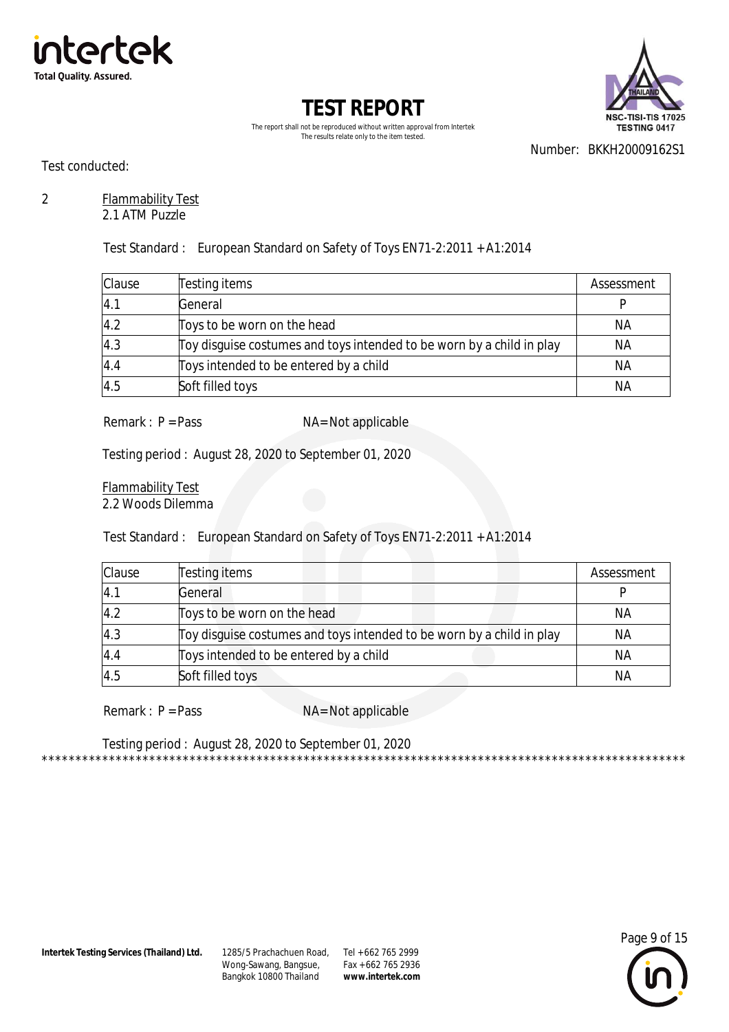# TEST REPORT

The report shall not be reproduced without written approval from Intertek
The results relate only to the item tested.

Number: BKKH20009162S1

Test conducted:

2 Flammability Test
2.1 ATM Puzzle

Test Standard : European Standard on Safety of Toys EN71-2:2011 +A1:2014

| Clause | Testing items | Assessment |
|---|---|---|
| 4.1 | General | P |
| 4.2 | Toys to be worn on the head | NA |
| 4.3 | Toy disguise costumes and toys intended to be worn by a child in play | NA |
| 4.4 | Toys intended to be entered by a child | NA |
| 4.5 | Soft filled toys | NA |

Remark : P = Pass NA= Not applicable

Testing period : August 28, 2020 to September 01, 2020

Flammability Test
2.2 Woods Dilemma

Test Standard : European Standard on Safety of Toys EN71-2:2011 +A1:2014

| Clause | Testing items | Assessment |
|---|---|---|
| 4.1 | General | P |
| 4.2 | Toys to be worn on the head | NA |
| 4.3 | Toy disguise costumes and toys intended to be worn by a child in play | NA |
| 4.4 | Toys intended to be entered by a child | NA |
| 4.5 | Soft filled toys | NA |

Remark : P = Pass NA= Not applicable

Testing period : August 28, 2020 to September 01, 2020

****************************************************************************************************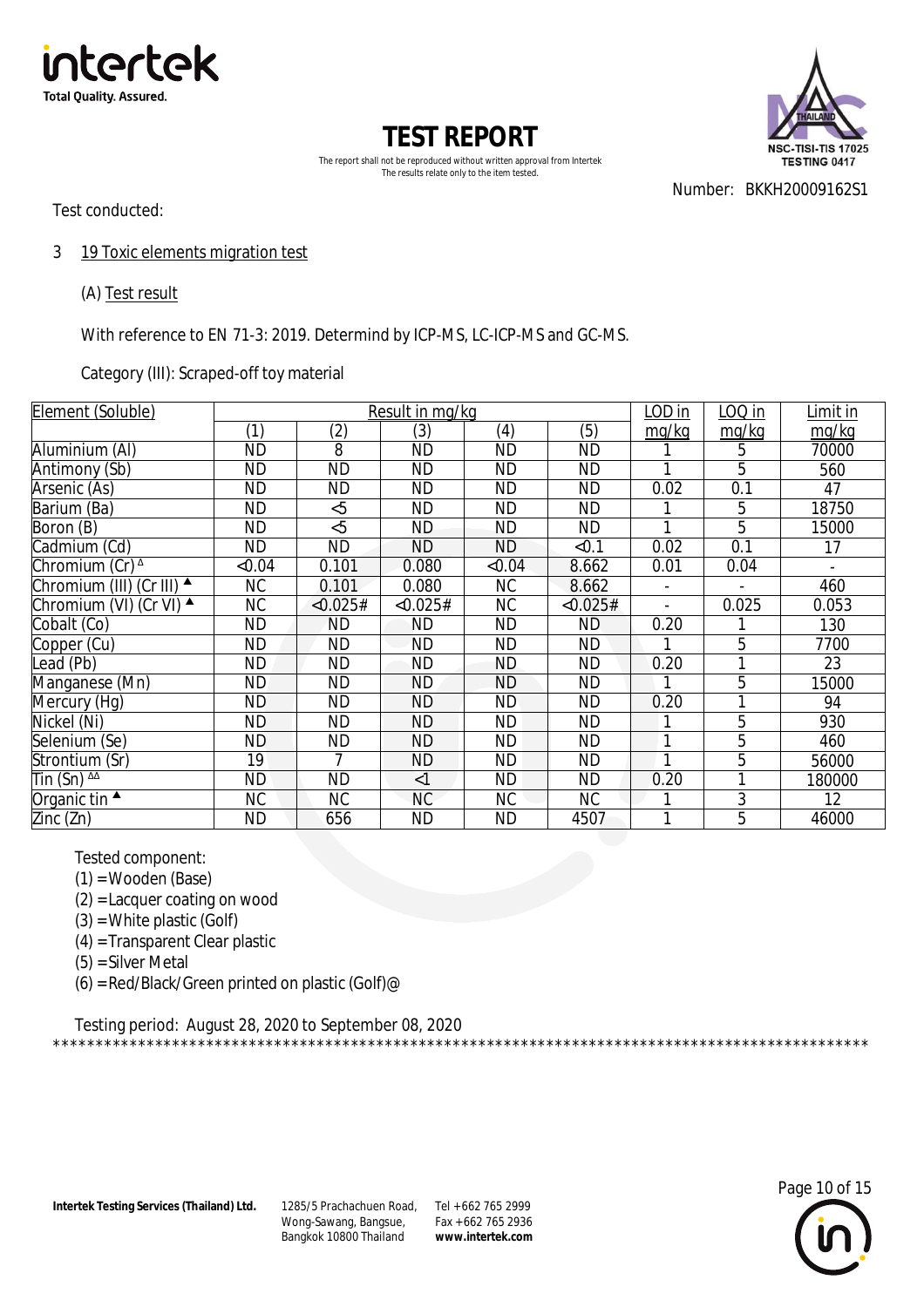# TEST REPORT

The report shall not be reproduced without written approval from Intertek
The results relate only to the item tested.

Number: BKKH20009162S1

Test conducted:

3 19 Toxic elements migration test

(A) Test result

With reference to EN 71-3: 2019. Determind by ICP-MS, LC-ICP-MS and GC-MS.

Category (III): Scraped-off toy material

| Element (Soluble) | Result in mg/kg | | | | | LOD in mg/kg | LOQ in mg/kg | Limit in mg/kg |
|---|---|---|---|---|---|---|---|---|
| | (1) | (2) | (3) | (4) | (5) | | | |
| Aluminium (Al) | ND | 8 | ND | ND | ND | 1 | 5 | 70000 |
| Antimony (Sb) | ND | ND | ND | ND | ND | 1 | 5 | 560 |
| Arsenic (As) | ND | ND | ND | ND | ND | 0.02 | 0.1 | 47 |
| Barium (Ba) | ND | <5 | ND | ND | ND | 1 | 5 | 18750 |
| Boron (B) | ND | <5 | ND | ND | ND | 1 | 5 | 15000 |
| Cadmium (Cd) | ND | ND | ND | ND | <0.1 | 0.02 | 0.1 | 17 |
| Chromium (Cr) Δ | <0.04 | 0.101 | 0.080 | <0.04 | 8.662 | 0.01 | 0.04 | - |
| Chromium (III) (Cr III) ▲ | NC | 0.101 | 0.080 | NC | 8.662 | - | - | 460 |
| Chromium (VI) (Cr VI) ▲ | NC | <0.025# | <0.025# | NC | <0.025# | - | 0.025 | 0.053 |
| Cobalt (Co) | ND | ND | ND | ND | ND | 0.20 | 1 | 130 |
| Copper (Cu) | ND | ND | ND | ND | ND | 1 | 5 | 7700 |
| Lead (Pb) | ND | ND | ND | ND | ND | 0.20 | 1 | 23 |
| Manganese (Mn) | ND | ND | ND | ND | ND | 1 | 5 | 15000 |
| Mercury (Hg) | ND | ND | ND | ND | ND | 0.20 | 1 | 94 |
| Nickel (Ni) | ND | ND | ND | ND | ND | 1 | 5 | 930 |
| Selenium (Se) | ND | ND | ND | ND | ND | 1 | 5 | 460 |
| Strontium (Sr) | 19 | 7 | ND | ND | ND | 1 | 5 | 56000 |
| Tin (Sn) ΔΔ | ND | ND | <1 | ND | ND | 0.20 | 1 | 180000 |
| Organic tin ▲ | NC | NC | NC | NC | NC | 1 | 3 | 12 |
| Zinc (Zn) | ND | 656 | ND | ND | 4507 | 1 | 5 | 46000 |

Tested component:
(1) = Wooden (Base)
(2) = Lacquer coating on wood
(3) = White plastic (Golf)
(4) = Transparent Clear plastic
(5) = Silver Metal
(6) = Red/Black/Green printed on plastic (Golf)@

Testing period: August 28, 2020 to September 08, 2020
*****************************************************************************************************

Intertek Testing Services (Thailand) Ltd. 1285/5 Prachachuen Road, Wong-Sawang, Bangsue, Bangkok 10800 Thailand Tel +662 765 2999 Fax +662 765 2936 www.intertek.com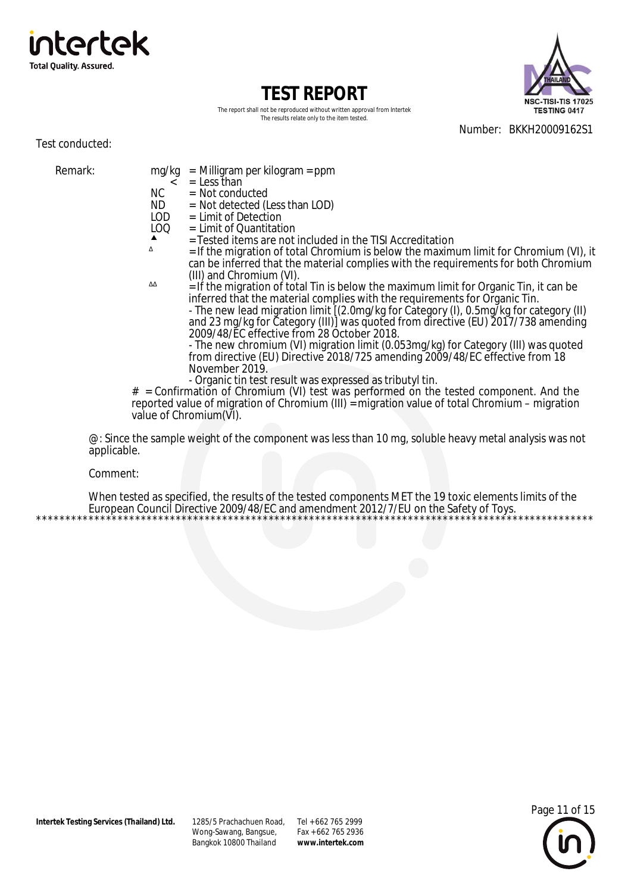# TEST REPORT

The report shall not be reproduced without written approval from Intertek
The results relate only to the item tested.

Number: BKKH20009162S1

Test conducted:

Remark:

mg/kg = Milligram per kilogram = ppm
< = Less than
NC = Not conducted
ND = Not detected (Less than LOD)
LOD = Limit of Detection
LOQ = Limit of Quantitation
▲ = Tested items are not included in the TISI Accreditation
Δ = If the migration of total Chromium is below the maximum limit for Chromium (VI), it can be inferred that the material complies with the requirements for both Chromium (III) and Chromium (VI).
ΔΔ = If the migration of total Tin is below the maximum limit for Organic Tin, it can be inferred that the material complies with the requirements for Organic Tin.
- The new lead migration limit [(2.0mg/kg for Category (I), 0.5mg/kg for category (II) and 23 mg/kg for Category (III)] was quoted from directive (EU) 2017/738 amending 2009/48/EC effective from 28 October 2018.
- The new chromium (VI) migration limit (0.053mg/kg) for Category (III) was quoted from directive (EU) Directive 2018/725 amending 2009/48/EC effective from 18 November 2019.
- Organic tin test result was expressed as tributyl tin.

# = Confirmation of Chromium (VI) test was performed on the tested component. And the reported value of migration of Chromium (III) = migration value of total Chromium – migration value of Chromium(VI).

@: Since the sample weight of the component was less than 10 mg, soluble heavy metal analysis was not applicable.

Comment:

When tested as specified, the results of the tested components MET the 19 toxic elements limits of the European Council Directive 2009/48/EC and amendment 2012/7/EU on the Safety of Toys.

****************************************************************************************************

Intertek Testing Services (Thailand) Ltd. 1285/5 Prachachuen Road, Wong-Sawang, Bangsue, Bangkok 10800 Thailand Tel +662 765 2999 Fax +662 765 2936 www.intertek.com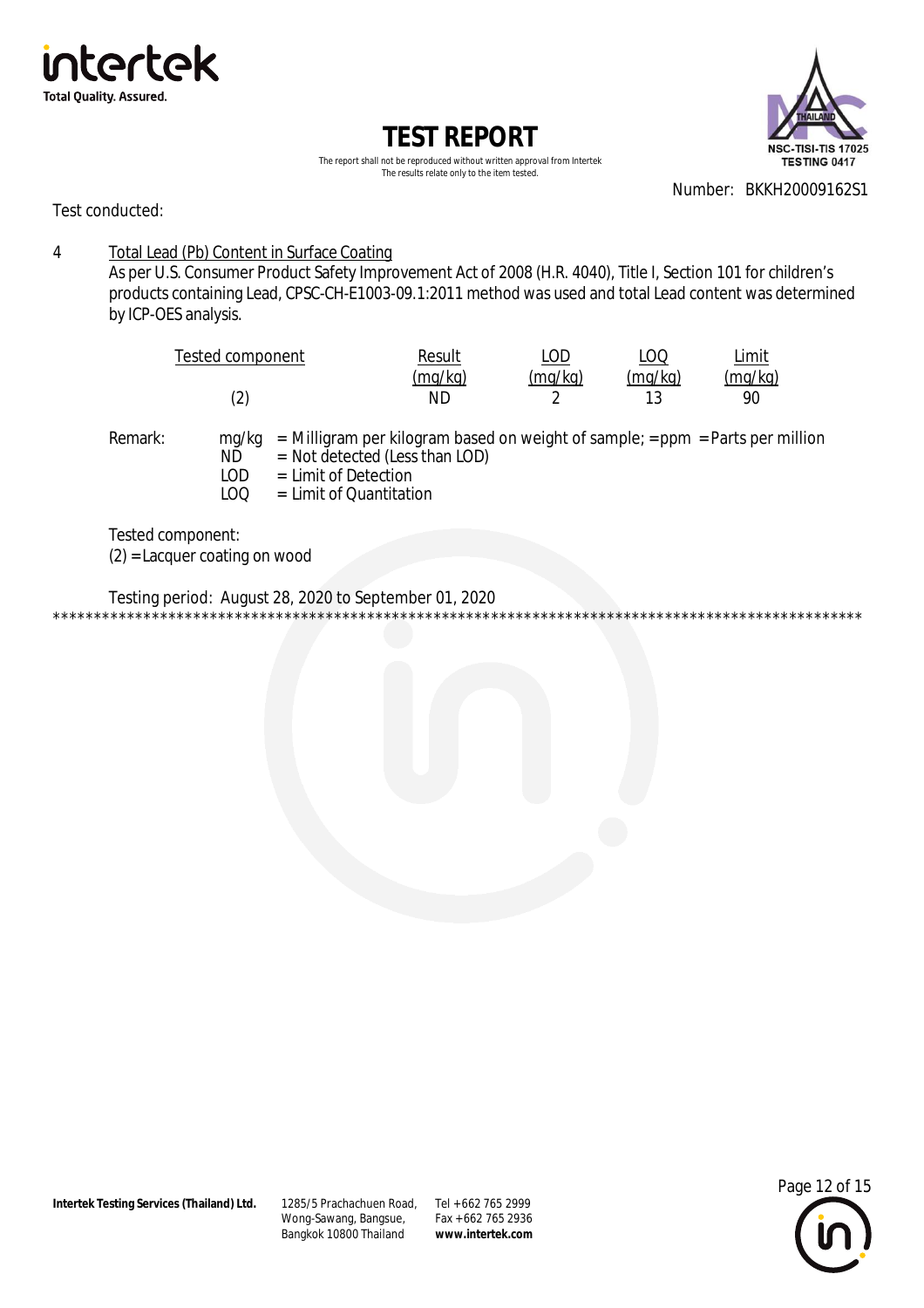# TEST REPORT

The report shall not be reproduced without written approval from Intertek
The results relate only to the item tested.

Number: BKKH20009162S1

Test conducted:

4 Total Lead (Pb) Content in Surface Coating

As per U.S. Consumer Product Safety Improvement Act of 2008 (H.R. 4040), Title I, Section 101 for children's products containing Lead, CPSC-CH-E1003-09.1:2011 method was used and total Lead content was determined by ICP-OES analysis.

| Tested component | Result (mg/kg) | LOD (mg/kg) | LOQ (mg/kg) | Limit (mg/kg) |
|---|---|---|---|---|
| (2) | ND | 2 | 13 | 90 |

Remark:
- mg/kg = Milligram per kilogram based on weight of sample; = ppm = Parts per million
- ND = Not detected (Less than LOD)
- LOD = Limit of Detection
- LOQ = Limit of Quantitation

Tested component:
(2) = Lacquer coating on wood

Testing period: August 28, 2020 to September 01, 2020

****************************************************************************************************

**Intertek Testing Services (Thailand) Ltd.** 1285/5 Prachachuen Road, Wong-Sawang, Bangsue, Bangkok 10800 Thailand Tel +662 765 2999 Fax +662 765 2936 **www.intertek.com**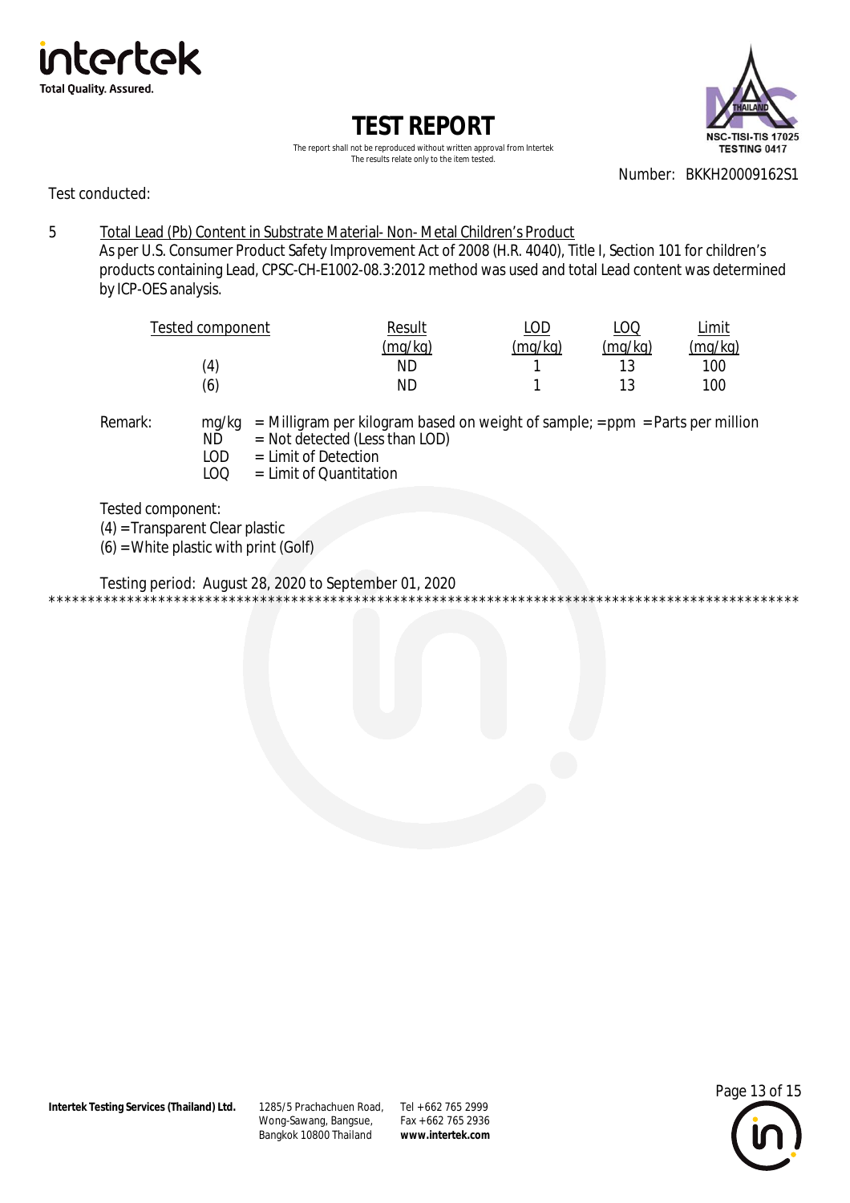**TEST REPORT**

The report shall not be reproduced without written approval from Intertek
The results relate only to the item tested.

Number: BKKH20009162S1

Test conducted:

5 Total Lead (Pb) Content in Substrate Material- Non- Metal Children's Product

As per U.S. Consumer Product Safety Improvement Act of 2008 (H.R. 4040), Title I, Section 101 for children's products containing Lead, CPSC-CH-E1002-08.3:2012 method was used and total Lead content was determined by ICP-OES analysis.

| Tested component | Result (mg/kg) | LOD (mg/kg) | LOQ (mg/kg) | Limit (mg/kg) |
|---|---|---|---|---|
| (4) | ND | 1 | 13 | 100 |
| (6) | ND | 1 | 13 | 100 |

Remark:
- mg/kg = Milligram per kilogram based on weight of sample; = ppm = Parts per million
- ND = Not detected (Less than LOD)
- LOD = Limit of Detection
- LOQ = Limit of Quantitation

Tested component:
(4) = Transparent Clear plastic
(6) = White plastic with print (Golf)

Testing period: August 28, 2020 to September 01, 2020

****************************************************************************************************

Intertek Testing Services (Thailand) Ltd. 1285/5 Prachachuen Road, Wong-Sawang, Bangsue, Bangkok 10800 Thailand Tel +662 765 2999 Fax +662 765 2936 www.intertek.com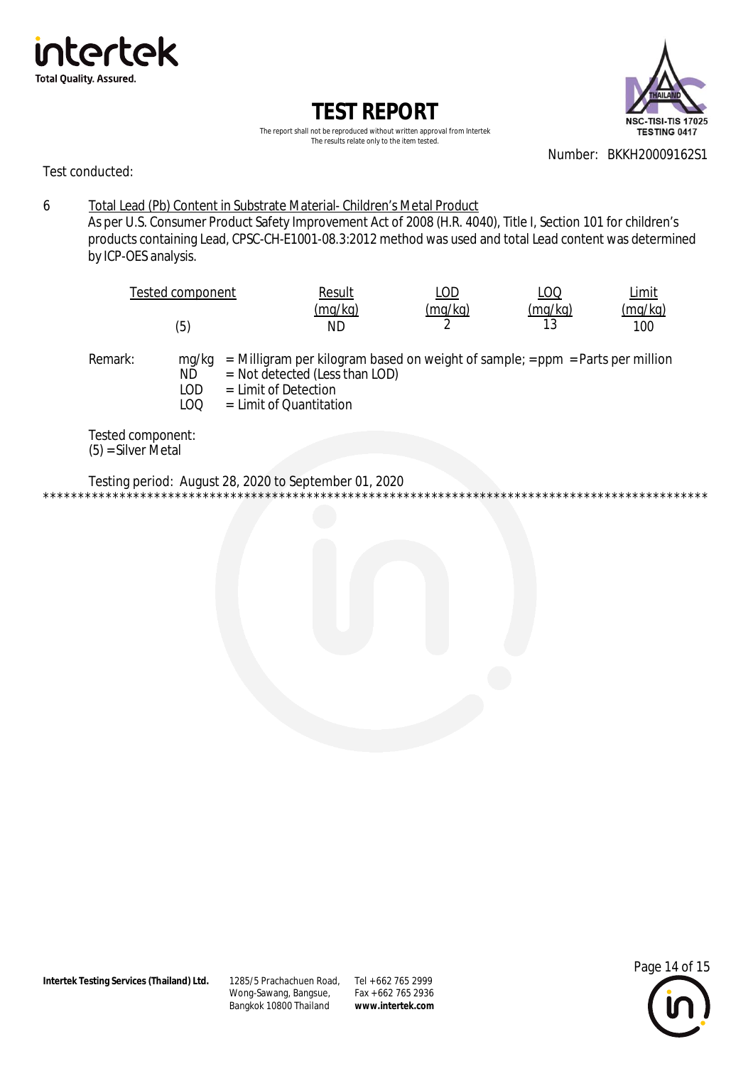# TEST REPORT

The report shall not be reproduced without written approval from Intertek
The results relate only to the item tested.

Number: BKKH20009162S1

Test conduсted:

6 Total Lead (Pb) Content in Substrate Material- Children's Metal Product

As per U.S. Consumer Product Safety Improvement Act of 2008 (H.R. 4040), Title I, Section 101 for children's products containing Lead, CPSC-CH-E1001-08.3:2012 method was used and total Lead content was determined by ICP-OES analysis.

| Tested component | Result (mg/kg) | LOD (mg/kg) | LOQ (mg/kg) | Limit (mg/kg) |
|---|---|---|---|---|
| (5) | ND | 2 | 13 | 100 |

Remark:
- mg/kg = Milligram per kilogram based on weight of sample; = ppm = Parts per million
- ND = Not detected (Less than LOD)
- LOD = Limit of Detection
- LOQ = Limit of Quantitation

Tested component:
(5) = Silver Metal

Testing period: August 28, 2020 to September 01, 2020

************************************************************************************************

Intertek Testing Services (Thailand) Ltd. 1285/5 Prachachuen Road, Wong-Sawang, Bangsue, Bangkok 10800 Thailand Tel +662 765 2999 Fax +662 765 2936 www.intertek.com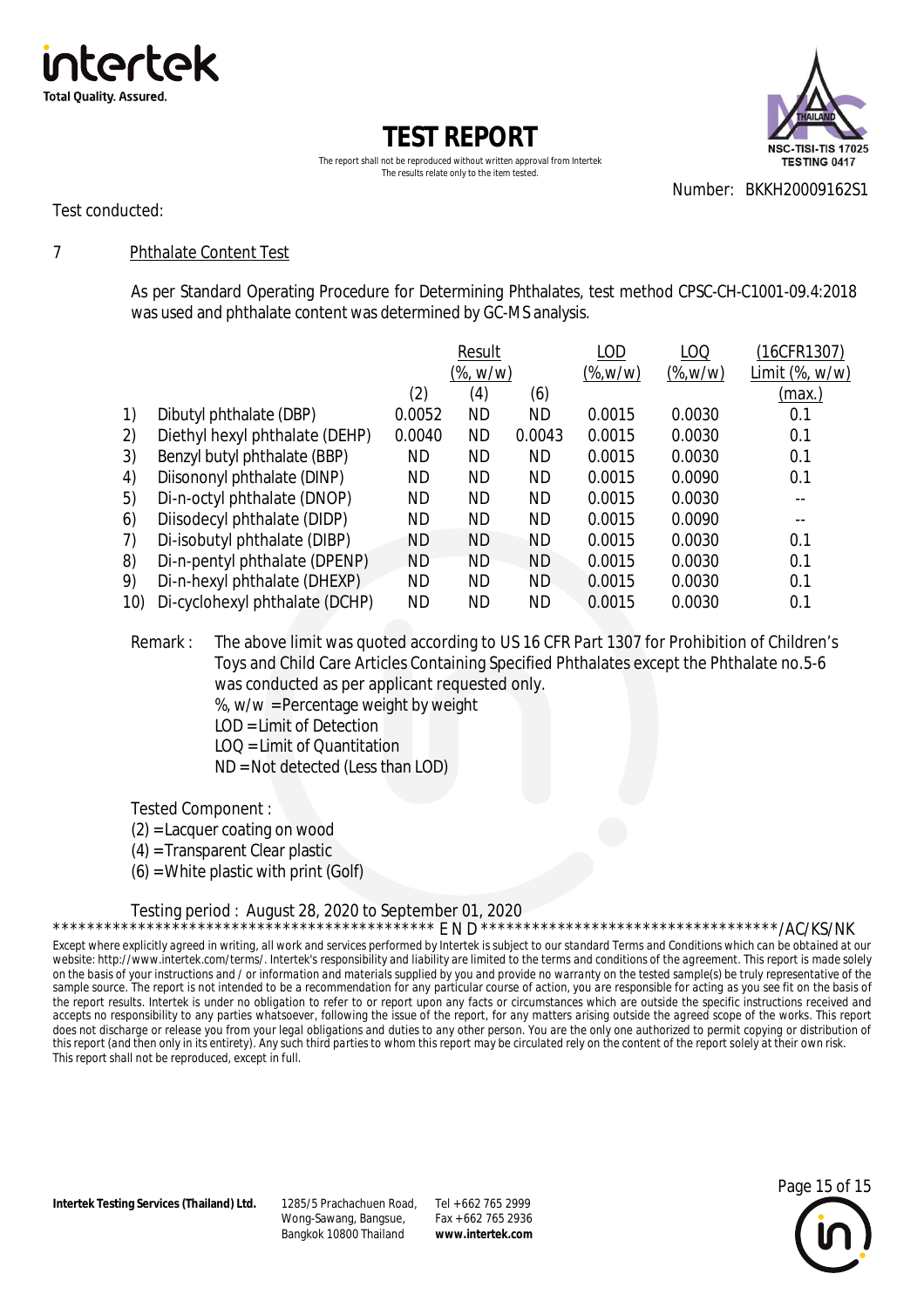# TEST REPORT

The report shall not be reproduced without written approval from Intertek
The results relate only to the item tested.

Number: BKKH20009162S1

Test conducted:

7 Phthalate Content Test

As per Standard Operating Procedure for Determining Phthalates, test method CPSC-CH-C1001-09.4:2018 was used and phthalate content was determined by GC-MS analysis.

| | | Result (%, w/w) | | | LOD (%,w/w) | LOQ (%,w/w) | (16CFR1307) Limit (%, w/w) (max.) |
|---|---|---|---|---|---|---|---|
| | | (2) | (4) | (6) | | | |
| 1) | Dibutyl phthalate (DBP) | 0.0052 | ND | ND | 0.0015 | 0.0030 | 0.1 |
| 2) | Diethyl hexyl phthalate (DEHP) | 0.0040 | ND | 0.0043 | 0.0015 | 0.0030 | 0.1 |
| 3) | Benzyl butyl phthalate (BBP) | ND | ND | ND | 0.0015 | 0.0030 | 0.1 |
| 4) | Diisononyl phthalate (DINP) | ND | ND | ND | 0.0015 | 0.0090 | 0.1 |
| 5) | Di-n-octyl phthalate (DNOP) | ND | ND | ND | 0.0015 | 0.0030 | -- |
| 6) | Diisodecyl phthalate (DIDP) | ND | ND | ND | 0.0015 | 0.0090 | -- |
| 7) | Di-isobutyl phthalate (DIBP) | ND | ND | ND | 0.0015 | 0.0030 | 0.1 |
| 8) | Di-n-pentyl phthalate (DPENP) | ND | ND | ND | 0.0015 | 0.0030 | 0.1 |
| 9) | Di-n-hexyl phthalate (DHEXP) | ND | ND | ND | 0.0015 | 0.0030 | 0.1 |
| 10) | Di-cyclohexyl phthalate (DCHP) | ND | ND | ND | 0.0015 | 0.0030 | 0.1 |

Remark : The above limit was quoted according to US 16 CFR Part 1307 for Prohibition of Children's Toys and Child Care Articles Containing Specified Phthalates except the Phthalate no.5-6 was conducted as per applicant requested only.
%, w/w = Percentage weight by weight
LOD = Limit of Detection
LOQ = Limit of Quantitation
ND = Not detected (Less than LOD)

Tested Component :
(2) = Lacquer coating on wood
(4) = Transparent Clear plastic
(6) = White plastic with print (Golf)

Testing period : August 28, 2020 to September 01, 2020

********************************************* END ***********************************/AC/KS/NK

*Except where explicitly agreed in writing, all work and services performed by Intertek is subject to our standard Terms and Conditions which can be obtained at our website: http://www.intertek.com/terms/. Intertek's responsibility and liability are limited to the terms and conditions of the agreement. This report is made solely on the basis of your instructions and / or information and materials supplied by you and provide no warranty on the tested sample(s) be truly representative of the sample source. The report is not intended to be a recommendation for any particular course of action, you are responsible for acting as you see fit on the basis of the report results. Intertek is under no obligation to refer to or report upon any facts or circumstances which are outside the specific instructions received and accepts no responsibility to any parties whatsoever, following the issue of the report, for any matters arising outside the agreed scope of the works. This report does not discharge or release you from your legal obligations and duties to any other person. You are the only one authorized to permit copying or distribution of this report (and then only in its entirety). Any such third parties to whom this report may be circulated rely on the content of the report solely at their own risk. This report shall not be reproduced, except in full.*

**Intertek Testing Services (Thailand) Ltd.** 1285/5 Prachachuen Road, Wong-Sawang, Bangsue, Bangkok 10800 Thailand Tel +662 765 2999 Fax +662 765 2936 **www.intertek.com**